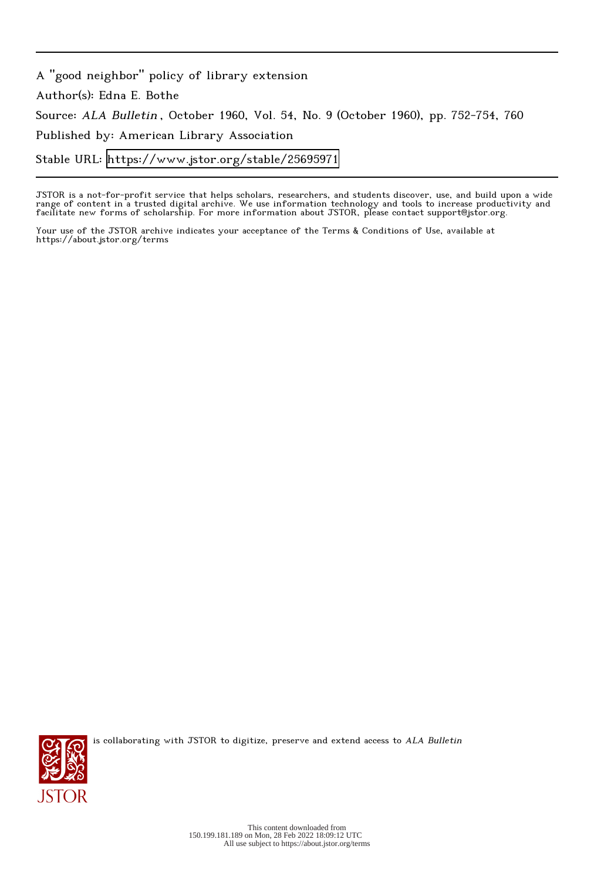A "good neighbor" policy of library extension

Author(s): Edna E. Bothe

Source: *ALA Bulletin*, October 1960, Vol. 54, No. 9 (October 1960), pp. 752-754, 760

Published by: American Library Association

Stable URL: https://www.jstor.org/stable/25695971

JSTOR is a not-for-profit service that helps scholars, researchers, and students discover, use, and build upon a wide range of content in a trusted digital archive. We use information technology and tools to increase productivity and facilitate new forms of scholarship. For more information about JSTOR, please contact support@jstor.org.

Your use of the JSTOR archive indicates your acceptance of the Terms & Conditions of Use, available at https://about.jstor.org/terms

is collaborating with JSTOR to digitize, preserve and extend access to *ALA Bulletin*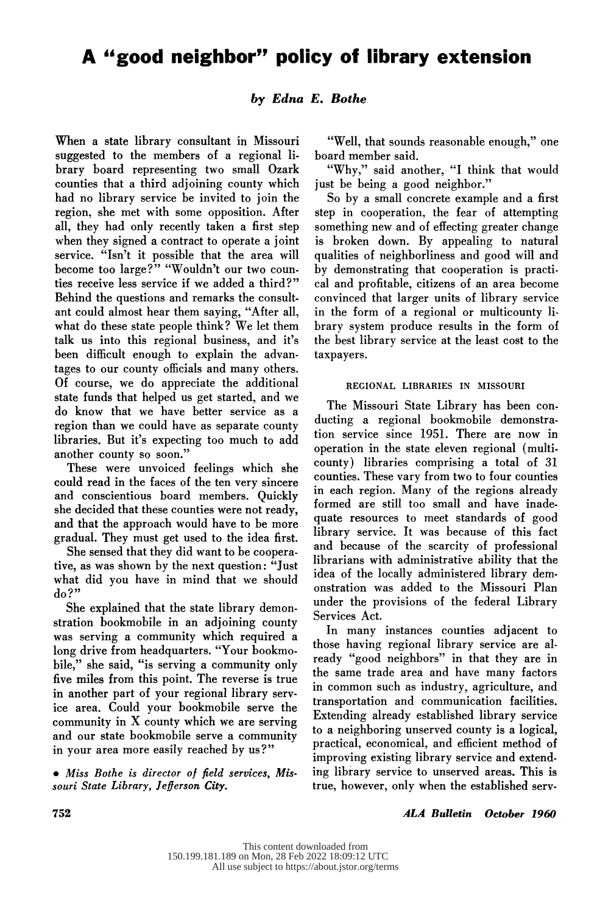# A "good neighbor" policy of library extension

*by Edna E. Bothe*

When a state library consultant in Missouri suggested to the members of a regional library board representing two small Ozark counties that a third adjoining county which had no library service be invited to join the region, she met with some opposition. After all, they had only recently taken a first step when they signed a contract to operate a joint service. "Isn't it possible that the area will become too large?" "Wouldn't our two counties receive less service if we added a third?" Behind the questions and remarks the consultant could almost hear them saying, "After all, what do these state people think? We let them talk us into this regional business, and it's been difficult enough to explain the advantages to our county officials and many others. Of course, we do appreciate the additional state funds that helped us get started, and we do know that we have better service as a region than we could have as separate county libraries. But it's expecting too much to add another county so soon."

These were unvoiced feelings which she could read in the faces of the ten very sincere and conscientious board members. Quickly she decided that these counties were not ready, and that the approach would have to be more gradual. They must get used to the idea first.

She sensed that they did want to be cooperative, as was shown by the next question: "Just what did you have in mind that we should do?"

She explained that the state library demonstration bookmobile in an adjoining county was serving a community which required a long drive from headquarters. "Your bookmobile," she said, "is serving a community only five miles from this point. The reverse is true in another part of your regional library service area. Could your bookmobile serve the community in X county which we are serving and our state bookmobile serve a community in your area more easily reached by us?"

- *Miss Bothe is director of field services, Missouri State Library, Jefferson City.*

"Well, that sounds reasonable enough," one board member said.

"Why," said another, "I think that would just be being a good neighbor."

So by a small concrete example and a first step in cooperation, the fear of attempting something new and of effecting greater change is broken down. By appealing to natural qualities of neighborliness and good will and by demonstrating that cooperation is practical and profitable, citizens of an area become convinced that larger units of library service in the form of a regional or multicounty library system produce results in the form of the best library service at the least cost to the taxpayers.

## REGIONAL LIBRARIES IN MISSOURI

The Missouri State Library has been conducting a regional bookmobile demonstration service since 1951. There are now in operation in the state eleven regional (multicounty) libraries comprising a total of 31 counties. These vary from two to four counties in each region. Many of the regions already formed are still too small and have inadequate resources to meet standards of good library service. It was because of this fact and because of the scarcity of professional librarians with administrative ability that the idea of the locally administered library demonstration was added to the Missouri Plan under the provisions of the federal Library Services Act.

In many instances counties adjacent to those having regional library service are already "good neighbors" in that they are in the same trade area and have many factors in common such as industry, agriculture, and transportation and communication facilities. Extending already established library service to a neighboring unserved county is a logical, practical, economical, and efficient method of improving existing library service and extending library service to unserved areas. This is true, however, only when the established serv-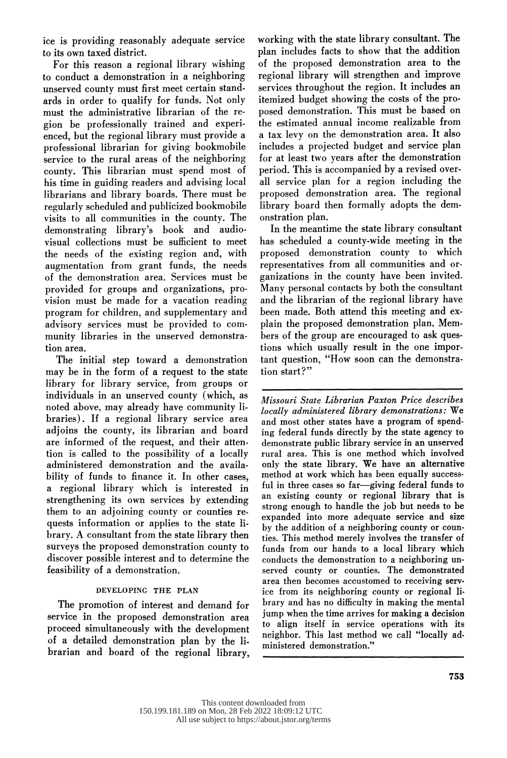ice is providing reasonably adequate service to its own taxed district.

For this reason a regional library wishing to conduct a demonstration in a neighboring unserved county must first meet certain standards in order to qualify for funds. Not only must the administrative librarian of the region be professionally trained and experienced, but the regional library must provide a professional librarian for giving bookmobile service to the rural areas of the neighboring county. This librarian must spend most of his time in guiding readers and advising local librarians and library boards. There must be regularly scheduled and publicized bookmobile visits to all communities in the county. The demonstrating library's book and audio-visual collections must be sufficient to meet the needs of the existing region and, with augmentation from grant funds, the needs of the demonstration area. Services must be provided for groups and organizations, provision must be made for a vacation reading program for children, and supplementary and advisory services must be provided to community libraries in the unserved demonstration area.

The initial step toward a demonstration may be in the form of a request to the state library for library service, from groups or individuals in an unserved county (which, as noted above, may already have community libraries). If a regional library service area adjoins the county, its librarian and board are informed of the request, and their attention is called to the possibility of a locally administered demonstration and the availability of funds to finance it. In other cases, a regional library which is interested in strengthening its own services by extending them to an adjoining county or counties requests information or applies to the state library. A consultant from the state library then surveys the proposed demonstration county to discover possible interest and to determine the feasibility of a demonstration.

## DEVELOPING THE PLAN

The promotion of interest and demand for service in the proposed demonstration area proceed simultaneously with the development of a detailed demonstration plan by the librarian and board of the regional library, working with the state library consultant. The plan includes facts to show that the addition of the proposed demonstration area to the regional library will strengthen and improve services throughout the region. It includes an itemized budget showing the costs of the proposed demonstration. This must be based on the estimated annual income realizable from a tax levy on the demonstration area. It also includes a projected budget and service plan for at least two years after the demonstration period. This is accompanied by a revised overall service plan for a region including the proposed demonstration area. The regional library board then formally adopts the demonstration plan.

In the meantime the state library consultant has scheduled a county-wide meeting in the proposed demonstration county to which representatives from all communities and organizations in the county have been invited. Many personal contacts by both the consultant and the librarian of the regional library have been made. Both attend this meeting and explain the proposed demonstration plan. Members of the group are encouraged to ask questions which usually result in the one important question, "How soon can the demonstration start?"

---

*Missouri State Librarian Paxton Price describes locally administered library demonstrations:* **We and most other states have a program of spending federal funds directly by the state agency to demonstrate public library service in an unserved rural area. This is one method which involved only the state library. We have an alternative method at work which has been equally successful in three cases so far—giving federal funds to an existing county or regional library that is strong enough to handle the job but needs to be expanded into more adequate service and size by the addition of a neighboring county or counties. This method merely involves the transfer of funds from our hands to a local library which conducts the demonstration to a neighboring unserved county or counties. The demonstrated area then becomes accustomed to receiving service from its neighboring county or regional library and has no difficulty in making the mental jump when the time arrives for making a decision to align itself in service operations with its neighbor. This last method we call "locally administered demonstration."**

---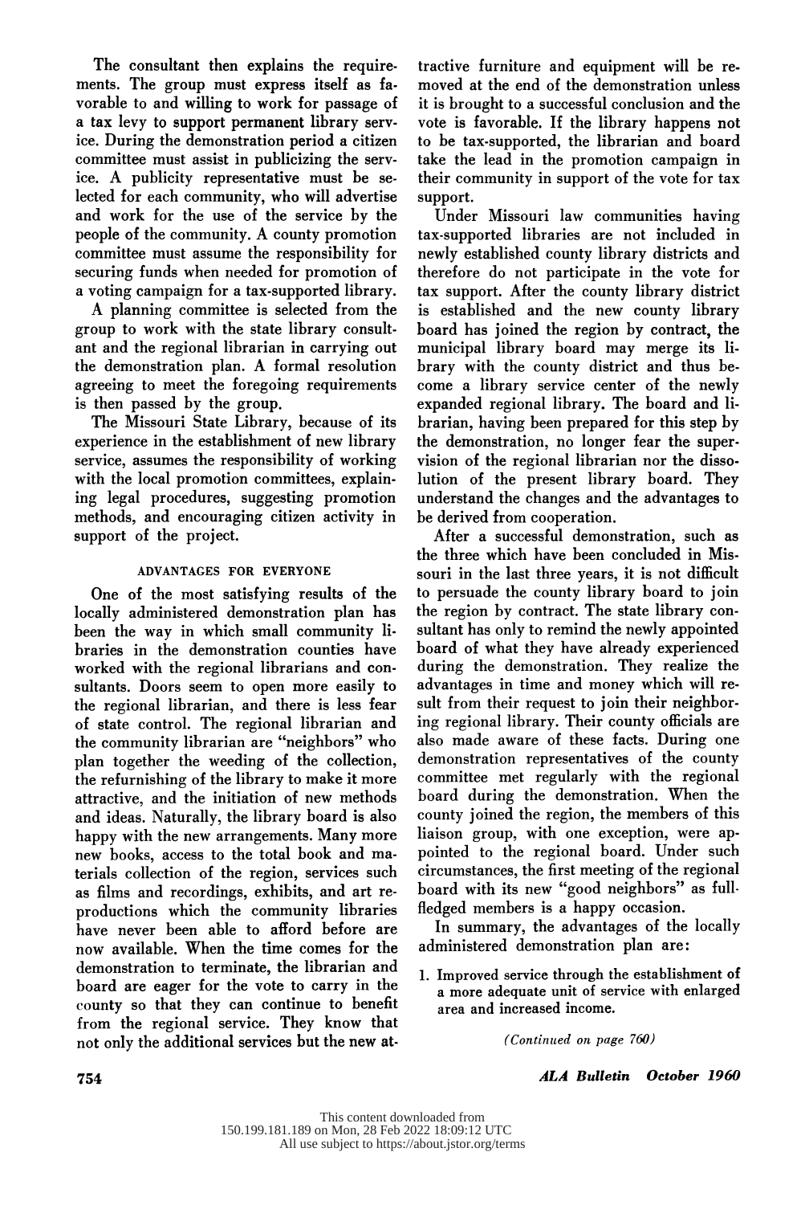The consultant then explains the requirements. The group must express itself as favorable to and willing to work for passage of a tax levy to support permanent library service. During the demonstration period a citizen committee must assist in publicizing the service. A publicity representative must be selected for each community, who will advertise and work for the use of the service by the people of the community. A county promotion committee must assume the responsibility for securing funds when needed for promotion of a voting campaign for a tax-supported library.

A planning committee is selected from the group to work with the state library consultant and the regional librarian in carrying out the demonstration plan. A formal resolution agreeing to meet the foregoing requirements is then passed by the group.

The Missouri State Library, because of its experience in the establishment of new library service, assumes the responsibility of working with the local promotion committees, explaining legal procedures, suggesting promotion methods, and encouraging citizen activity in support of the project.

### ADVANTAGES FOR EVERYONE

One of the most satisfying results of the locally administered demonstration plan has been the way in which small community libraries in the demonstration counties have worked with the regional librarians and consultants. Doors seem to open more easily to the regional librarian, and there is less fear of state control. The regional librarian and the community librarian are "neighbors" who plan together the weeding of the collection, the refurnishing of the library to make it more attractive, and the initiation of new methods and ideas. Naturally, the library board is also happy with the new arrangements. Many more new books, access to the total book and materials collection of the region, services such as films and recordings, exhibits, and art reproductions which the community libraries have never been able to afford before are now available. When the time comes for the demonstration to terminate, the librarian and board are eager for the vote to carry in the county so that they can continue to benefit from the regional service. They know that not only the additional services but the new attractive furniture and equipment will be removed at the end of the demonstration unless it is brought to a successful conclusion and the vote is favorable. If the library happens not to be tax-supported, the librarian and board take the lead in the promotion campaign in their community in support of the vote for tax support.

Under Missouri law communities having tax-supported libraries are not included in newly established county library districts and therefore do not participate in the vote for tax support. After the county library district is established and the new county library board has joined the region by contract, the municipal library board may merge its library with the county district and thus become a library service center of the newly expanded regional library. The board and librarian, having been prepared for this step by the demonstration, no longer fear the supervision of the regional librarian nor the dissolution of the present library board. They understand the changes and the advantages to be derived from cooperation.

After a successful demonstration, such as the three which have been concluded in Missouri in the last three years, it is not difficult to persuade the county library board to join the region by contract. The state library consultant has only to remind the newly appointed board of what they have already experienced during the demonstration. They realize the advantages in time and money which will result from their request to join their neighboring regional library. Their county officials are also made aware of these facts. During one demonstration representatives of the county committee met regularly with the regional board during the demonstration. When the county joined the region, the members of this liaison group, with one exception, were appointed to the regional board. Under such circumstances, the first meeting of the regional board with its new "good neighbors" as full-fledged members is a happy occasion.

In summary, the advantages of the locally administered demonstration plan are:

1. Improved service through the establishment of a more adequate unit of service with enlarged area and increased income.

*(Continued on page 760)*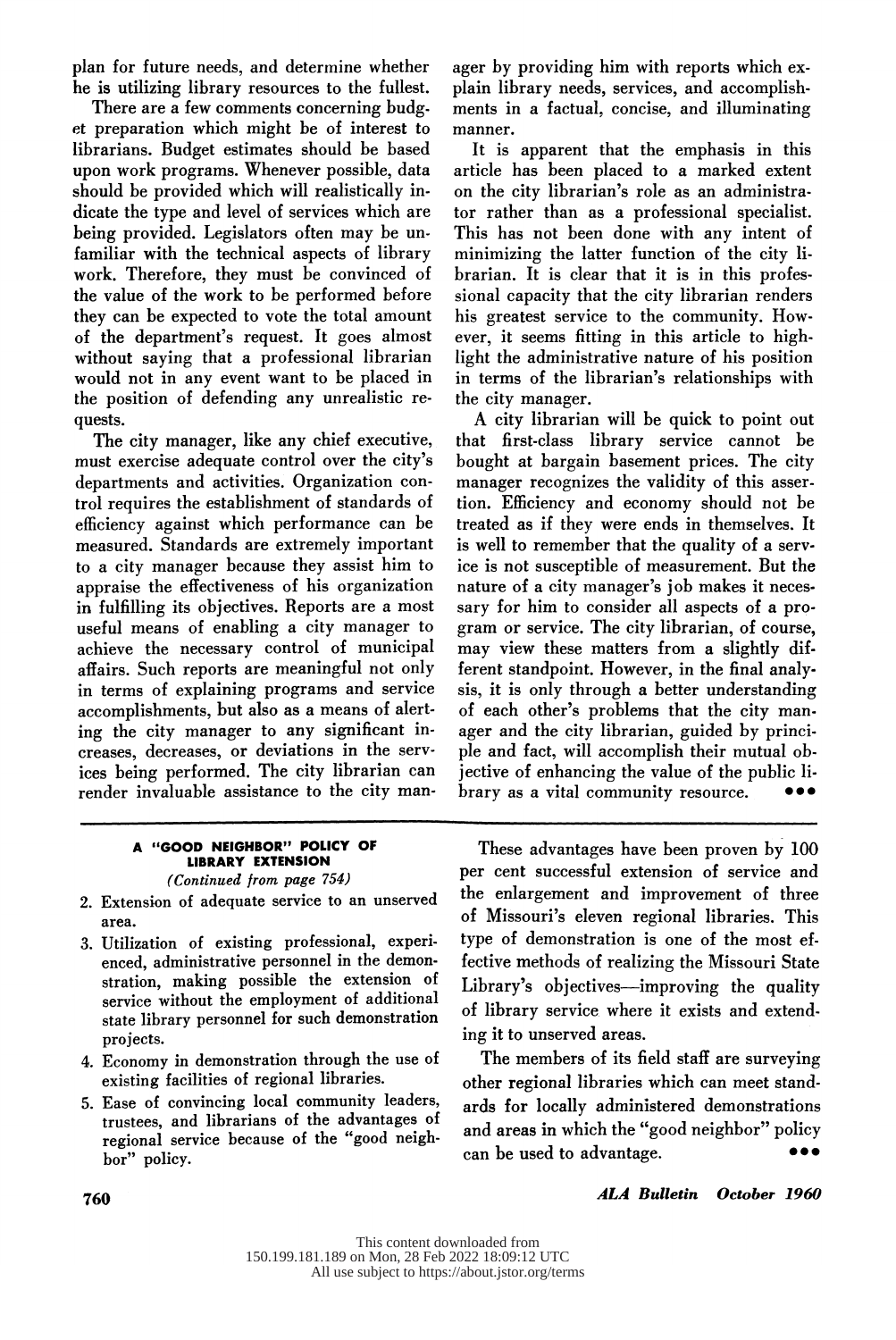plan for future needs, and determine whether he is utilizing library resources to the fullest.

There are a few comments concerning budget preparation which might be of interest to librarians. Budget estimates should be based upon work programs. Whenever possible, data should be provided which will realistically indicate the type and level of services which are being provided. Legislators often may be unfamiliar with the technical aspects of library work. Therefore, they must be convinced of the value of the work to be performed before they can be expected to vote the total amount of the department's request. It goes almost without saying that a professional librarian would not in any event want to be placed in the position of defending any unrealistic requests.

The city manager, like any chief executive, must exercise adequate control over the city's departments and activities. Organization control requires the establishment of standards of efficiency against which performance can be measured. Standards are extremely important to a city manager because they assist him to appraise the effectiveness of his organization in fulfilling its objectives. Reports are a most useful means of enabling a city manager to achieve the necessary control of municipal affairs. Such reports are meaningful not only in terms of explaining programs and service accomplishments, but also as a means of alerting the city manager to any significant increases, decreases, or deviations in the services being performed. The city librarian can render invaluable assistance to the city manager by providing him with reports which explain library needs, services, and accomplishments in a factual, concise, and illuminating manner.

It is apparent that the emphasis in this article has been placed to a marked extent on the city librarian's role as an administrator rather than as a professional specialist. This has not been done with any intent of minimizing the latter function of the city librarian. It is clear that it is in this professional capacity that the city librarian renders his greatest service to the community. However, it seems fitting in this article to highlight the administrative nature of his position in terms of the librarian's relationships with the city manager.

A city librarian will be quick to point out that first-class library service cannot be bought at bargain basement prices. The city manager recognizes the validity of this assertion. Efficiency and economy should not be treated as if they were ends in themselves. It is well to remember that the quality of a service is not susceptible of measurement. But the nature of a city manager's job makes it necessary for him to consider all aspects of a program or service. The city librarian, of course, may view these matters from a slightly different standpoint. However, in the final analysis, it is only through a better understanding of each other's problems that the city manager and the city librarian, guided by principle and fact, will accomplish their mutual objective of enhancing the value of the public library as a vital community resource. ●●●

---

#### A "GOOD NEIGHBOR" POLICY OF LIBRARY EXTENSION

*(Continued from page 754)*

2. Extension of adequate service to an unserved area.
3. Utilization of existing professional, experienced, administrative personnel in the demonstration, making possible the extension of service without the employment of additional state library personnel for such demonstration projects.
4. Economy in demonstration through the use of existing facilities of regional libraries.
5. Ease of convincing local community leaders, trustees, and librarians of the advantages of regional service because of the "good neighbor" policy.

These advantages have been proven by 100 per cent successful extension of service and the enlargement and improvement of three of Missouri's eleven regional libraries. This type of demonstration is one of the most effective methods of realizing the Missouri State Library's objectives—improving the quality of library service where it exists and extending it to unserved areas.

The members of its field staff are surveying other regional libraries which can meet standards for locally administered demonstrations and areas in which the "good neighbor" policy can be used to advantage. ●●●